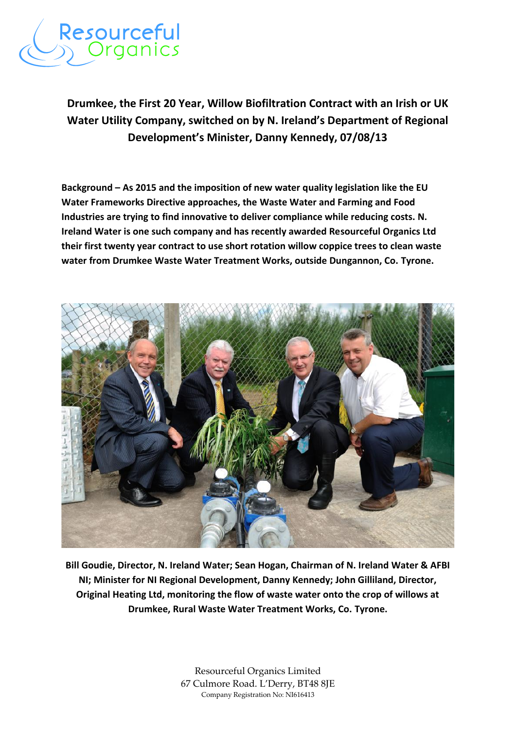Resourceful Organics

# Drumkee, the First 20 Year, Willow Biofiltration Contract with an Irish or UK Water Utility Company, switched on by N. Ireland's Department of Regional Development's Minister, Danny Kennedy, 07/08/13

**Background – As 2015 and the imposition of new water quality legislation like the EU Water Frameworks Directive approaches, the Waste Water and Farming and Food Industries are trying to find innovative to deliver compliance while reducing costs. N. Ireland Water is one such company and has recently awarded Resourceful Organics Ltd their first twenty year contract to use short rotation willow coppice trees to clean waste water from Drumkee Waste Water Treatment Works, outside Dungannon, Co. Tyrone.**

**Bill Goudie, Director, N. Ireland Water; Sean Hogan, Chairman of N. Ireland Water & AFBI NI; Minister for NI Regional Development, Danny Kennedy; John Gilliland, Director, Original Heating Ltd, monitoring the flow of waste water onto the crop of willows at Drumkee, Rural Waste Water Treatment Works, Co. Tyrone.**

Resourceful Organics Limited
67 Culmore Road. L'Derry, BT48 8JE
Company Registration No: NI616413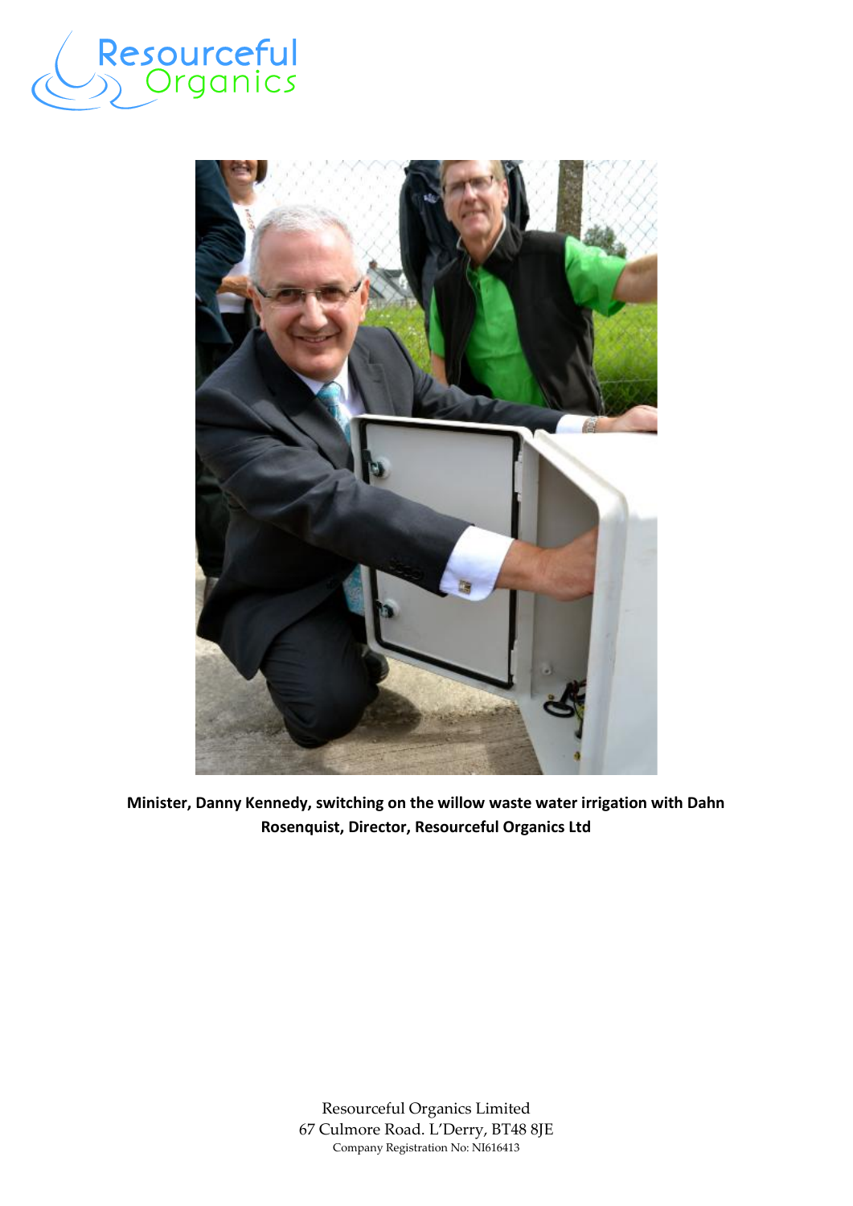**Minister, Danny Kennedy, switching on the willow waste water irrigation with Dahn Rosenquist, Director, Resourceful Organics Ltd**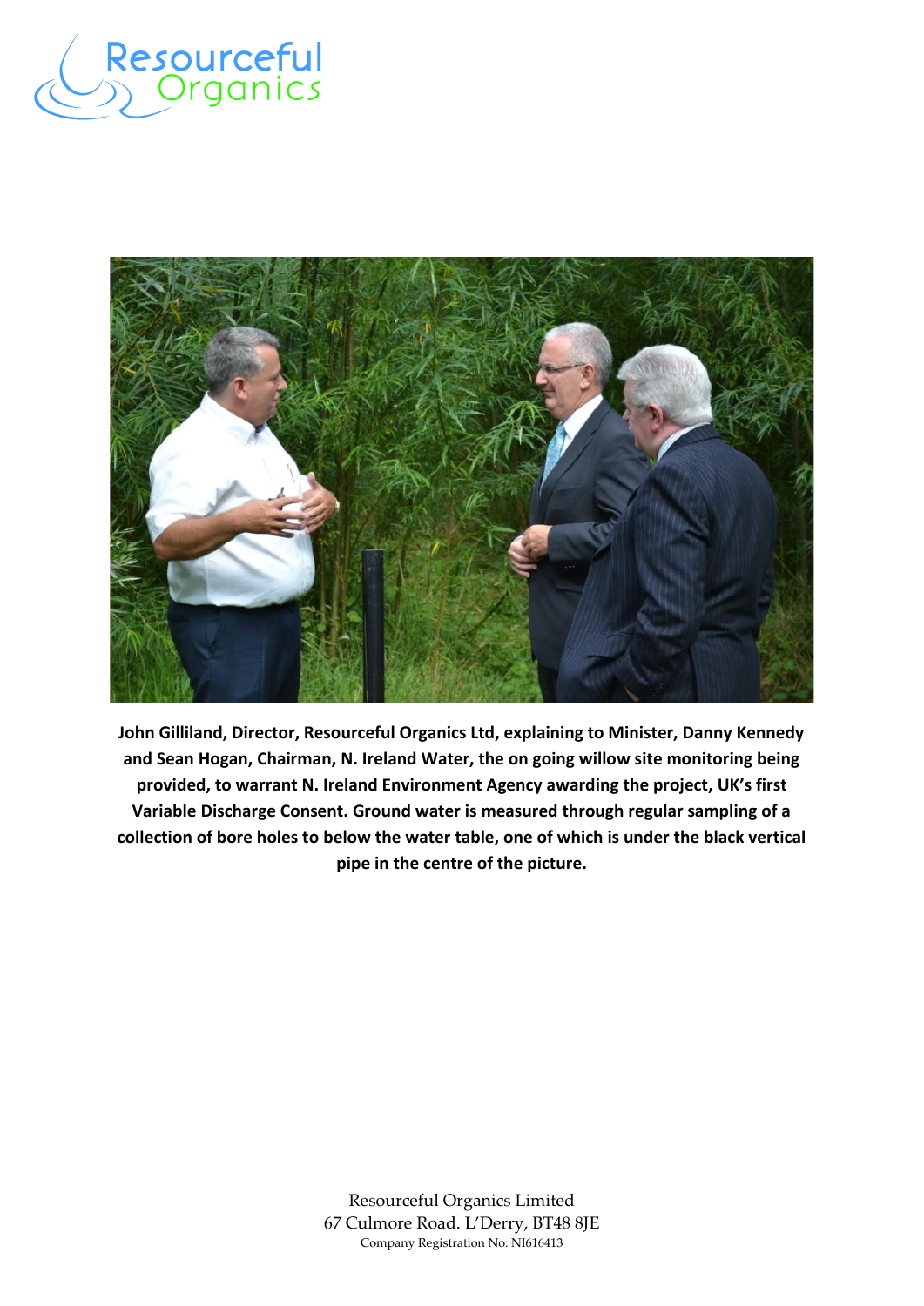**John Gilliland, Director, Resourceful Organics Ltd, explaining to Minister, Danny Kennedy and Sean Hogan, Chairman, N. Ireland Water, the on going willow site monitoring being provided, to warrant N. Ireland Environment Agency awarding the project, UK's first Variable Discharge Consent. Ground water is measured through regular sampling of a collection of bore holes to below the water table, one of which is under the black vertical pipe in the centre of the picture.**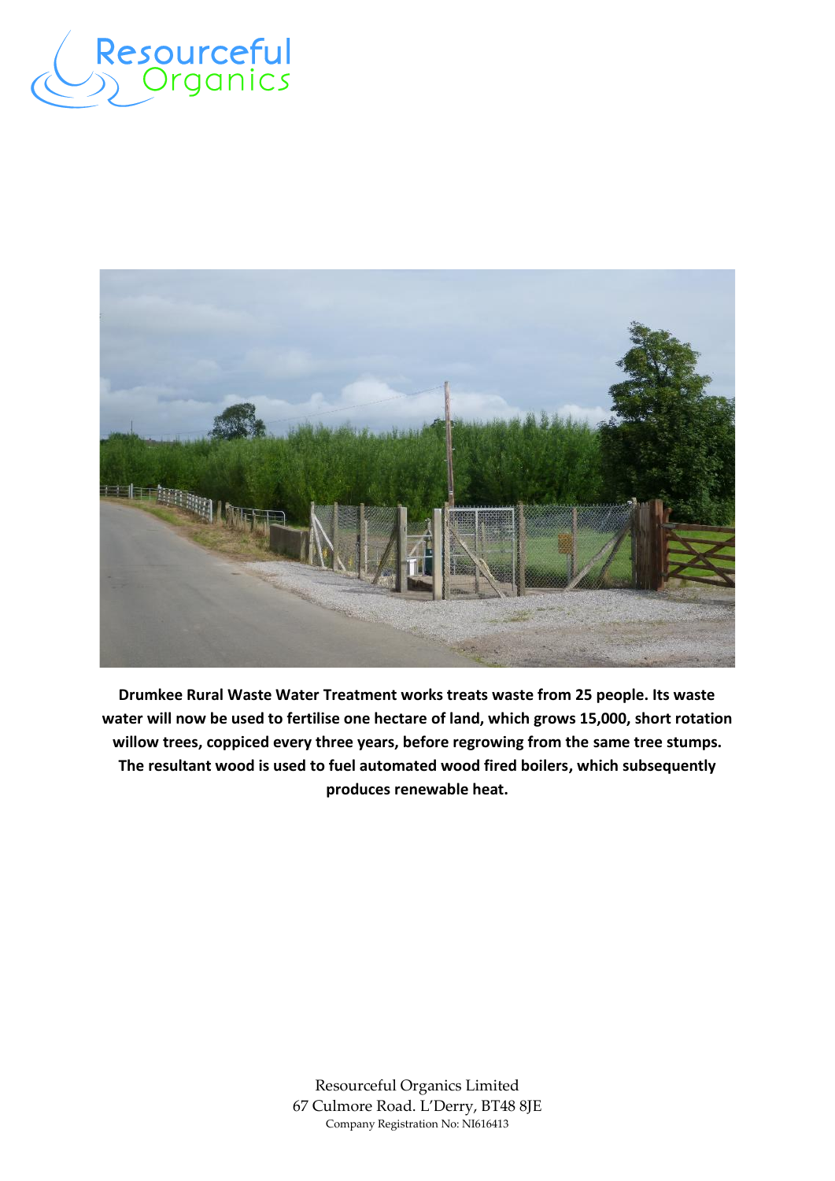**Drumkee Rural Waste Water Treatment works treats waste from 25 people. Its waste water will now be used to fertilise one hectare of land, which grows 15,000, short rotation willow trees, coppiced every three years, before regrowing from the same tree stumps. The resultant wood is used to fuel automated wood fired boilers, which subsequently produces renewable heat.**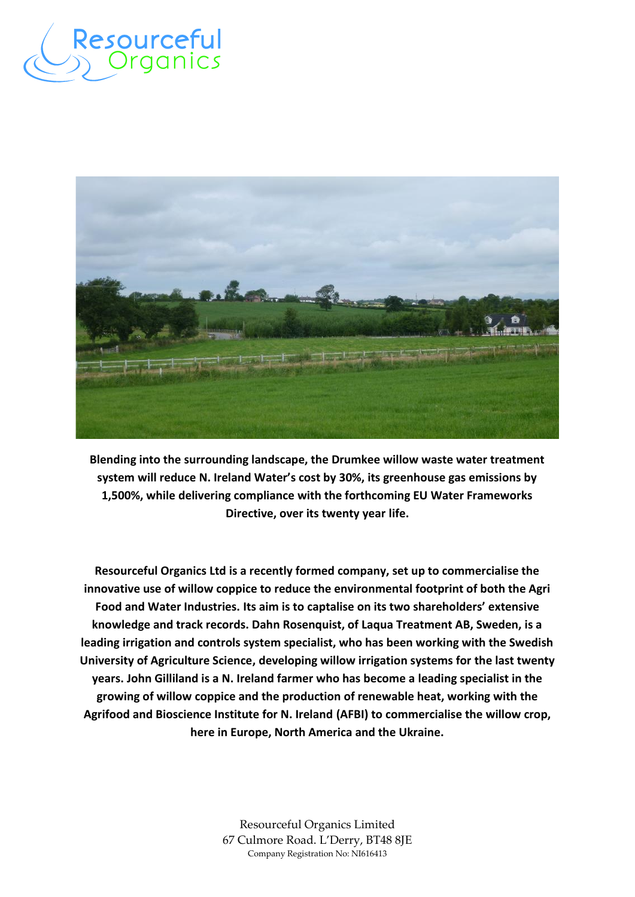Resourceful Organics

**Blending into the surrounding landscape, the Drumkee willow waste water treatment system will reduce N. Ireland Water's cost by 30%, its greenhouse gas emissions by 1,500%, while delivering compliance with the forthcoming EU Water Frameworks Directive, over its twenty year life.**

**Resourceful Organics Ltd is a recently formed company, set up to commercialise the innovative use of willow coppice to reduce the environmental footprint of both the Agri Food and Water Industries. Its aim is to captalise on its two shareholders' extensive knowledge and track records. Dahn Rosenquist, of Laqua Treatment AB, Sweden, is a leading irrigation and controls system specialist, who has been working with the Swedish University of Agriculture Science, developing willow irrigation systems for the last twenty years. John Gilliland is a N. Ireland farmer who has become a leading specialist in the growing of willow coppice and the production of renewable heat, working with the Agrifood and Bioscience Institute for N. Ireland (AFBI) to commercialise the willow crop, here in Europe, North America and the Ukraine.**

Resourceful Organics Limited
67 Culmore Road. L'Derry, BT48 8JE
Company Registration No: NI616413